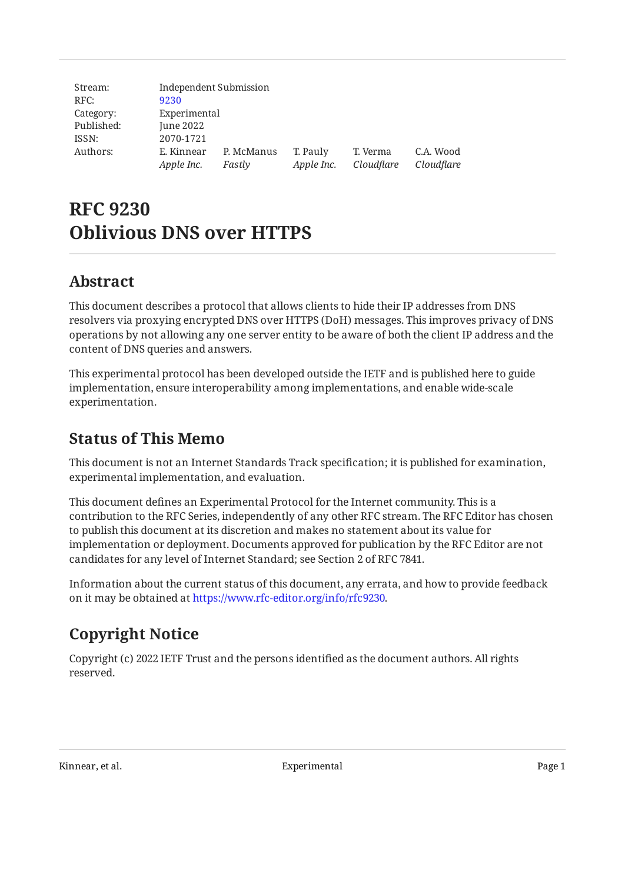| | | | | | |
|---|---|---|---|---|---|
| Stream: | Independent Submission | | | | |
| RFC: | 9230 | | | | |
| Category: | Experimental | | | | |
| Published: | June 2022 | | | | |
| ISSN: | 2070-1721 | | | | |
| Authors: | E. Kinnear *Apple Inc.* | P. McManus *Fastly* | T. Pauly *Apple Inc.* | T. Verma *Cloudflare* | C.A. Wood *Cloudflare* |

# RFC 9230 Oblivious DNS over HTTPS

## Abstract

This document describes a protocol that allows clients to hide their IP addresses from DNS resolvers via proxying encrypted DNS over HTTPS (DoH) messages. This improves privacy of DNS operations by not allowing any one server entity to be aware of both the client IP address and the content of DNS queries and answers.

This experimental protocol has been developed outside the IETF and is published here to guide implementation, ensure interoperability among implementations, and enable wide-scale experimentation.

## Status of This Memo

This document is not an Internet Standards Track specification; it is published for examination, experimental implementation, and evaluation.

This document defines an Experimental Protocol for the Internet community. This is a contribution to the RFC Series, independently of any other RFC stream. The RFC Editor has chosen to publish this document at its discretion and makes no statement about its value for implementation or deployment. Documents approved for publication by the RFC Editor are not candidates for any level of Internet Standard; see Section 2 of RFC 7841.

Information about the current status of this document, any errata, and how to provide feedback on it may be obtained at https://www.rfc-editor.org/info/rfc9230.

## Copyright Notice

Copyright (c) 2022 IETF Trust and the persons identified as the document authors. All rights reserved.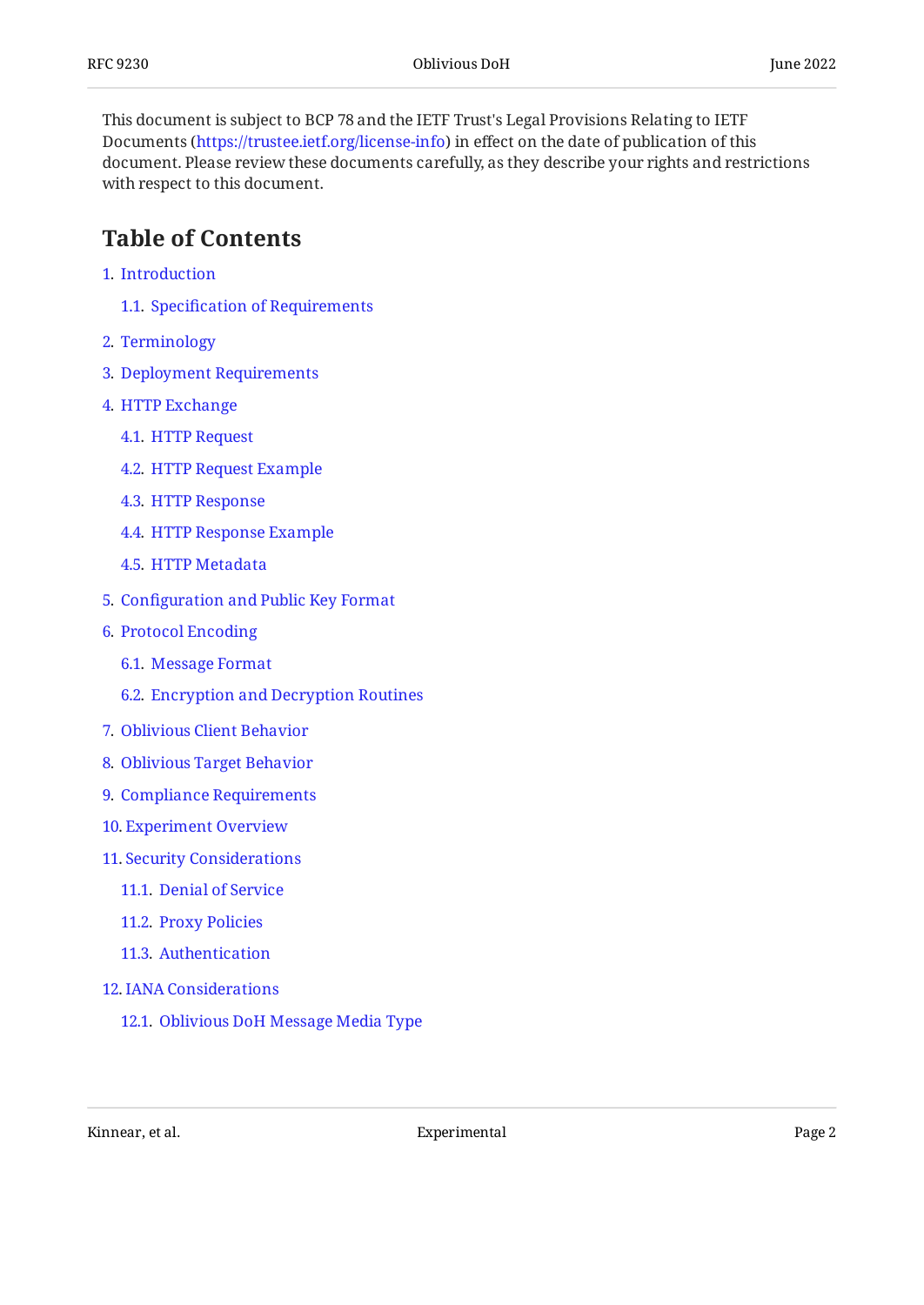This document is subject to BCP 78 and the IETF Trust's Legal Provisions Relating to IETF Documents (https://trustee.ietf.org/license-info) in effect on the date of publication of this document. Please review these documents carefully, as they describe your rights and restrictions with respect to this document.

## Table of Contents

1. Introduction
   - 1.1. Specification of Requirements
2. Terminology
3. Deployment Requirements
4. HTTP Exchange
   - 4.1. HTTP Request
   - 4.2. HTTP Request Example
   - 4.3. HTTP Response
   - 4.4. HTTP Response Example
   - 4.5. HTTP Metadata
5. Configuration and Public Key Format
6. Protocol Encoding
   - 6.1. Message Format
   - 6.2. Encryption and Decryption Routines
7. Oblivious Client Behavior
8. Oblivious Target Behavior
9. Compliance Requirements
10. Experiment Overview
11. Security Considerations
    - 11.1. Denial of Service
    - 11.2. Proxy Policies
    - 11.3. Authentication
12. IANA Considerations
    - 12.1. Oblivious DoH Message Media Type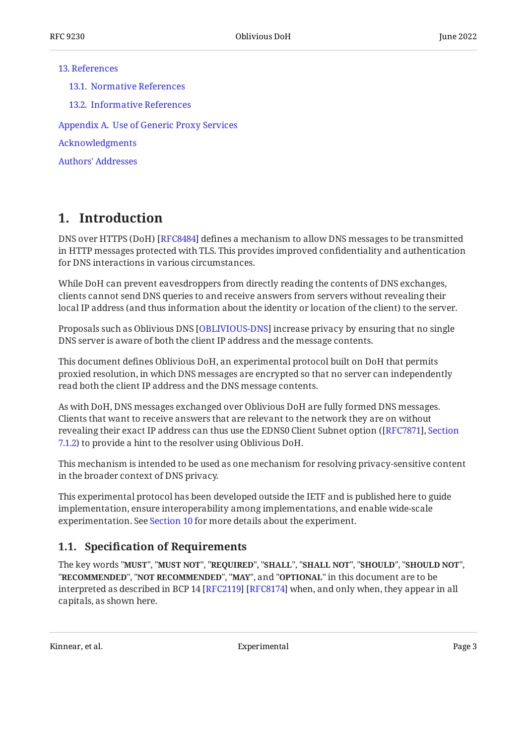13. References

  13.1. Normative References

  13.2. Informative References

Appendix A. Use of Generic Proxy Services

Acknowledgments

Authors' Addresses

## 1. Introduction

DNS over HTTPS (DoH) [RFC8484] defines a mechanism to allow DNS messages to be transmitted in HTTP messages protected with TLS. This provides improved confidentiality and authentication for DNS interactions in various circumstances.

While DoH can prevent eavesdroppers from directly reading the contents of DNS exchanges, clients cannot send DNS queries to and receive answers from servers without revealing their local IP address (and thus information about the identity or location of the client) to the server.

Proposals such as Oblivious DNS [OBLIVIOUS-DNS] increase privacy by ensuring that no single DNS server is aware of both the client IP address and the message contents.

This document defines Oblivious DoH, an experimental protocol built on DoH that permits proxied resolution, in which DNS messages are encrypted so that no server can independently read both the client IP address and the DNS message contents.

As with DoH, DNS messages exchanged over Oblivious DoH are fully formed DNS messages. Clients that want to receive answers that are relevant to the network they are on without revealing their exact IP address can thus use the EDNS0 Client Subnet option ([RFC7871], Section 7.1.2) to provide a hint to the resolver using Oblivious DoH.

This mechanism is intended to be used as one mechanism for resolving privacy-sensitive content in the broader context of DNS privacy.

This experimental protocol has been developed outside the IETF and is published here to guide implementation, ensure interoperability among implementations, and enable wide-scale experimentation. See Section 10 for more details about the experiment.

### 1.1. Specification of Requirements

The key words "**MUST**", "**MUST NOT**", "**REQUIRED**", "**SHALL**", "**SHALL NOT**", "**SHOULD**", "**SHOULD NOT**", "**RECOMMENDED**", "**NOT RECOMMENDED**", "**MAY**", and "**OPTIONAL**" in this document are to be interpreted as described in BCP 14 [RFC2119] [RFC8174] when, and only when, they appear in all capitals, as shown here.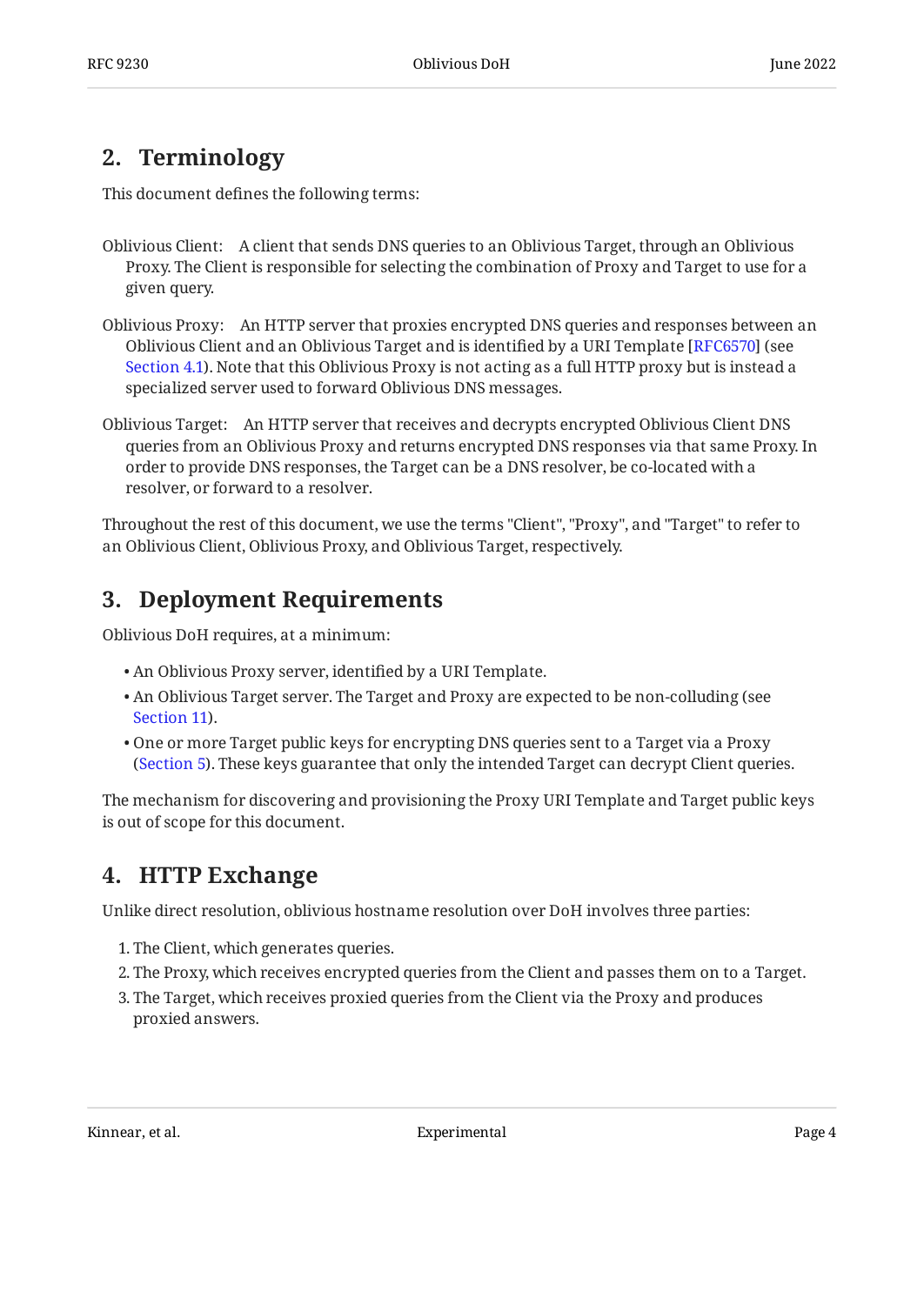## 2. Terminology

This document defines the following terms:

Oblivious Client: A client that sends DNS queries to an Oblivious Target, through an Oblivious Proxy. The Client is responsible for selecting the combination of Proxy and Target to use for a given query.

Oblivious Proxy: An HTTP server that proxies encrypted DNS queries and responses between an Oblivious Client and an Oblivious Target and is identified by a URI Template [RFC6570] (see Section 4.1). Note that this Oblivious Proxy is not acting as a full HTTP proxy but is instead a specialized server used to forward Oblivious DNS messages.

Oblivious Target: An HTTP server that receives and decrypts encrypted Oblivious Client DNS queries from an Oblivious Proxy and returns encrypted DNS responses via that same Proxy. In order to provide DNS responses, the Target can be a DNS resolver, be co-located with a resolver, or forward to a resolver.

Throughout the rest of this document, we use the terms "Client", "Proxy", and "Target" to refer to an Oblivious Client, Oblivious Proxy, and Oblivious Target, respectively.

## 3. Deployment Requirements

Oblivious DoH requires, at a minimum:

- An Oblivious Proxy server, identified by a URI Template.
- An Oblivious Target server. The Target and Proxy are expected to be non-colluding (see Section 11).
- One or more Target public keys for encrypting DNS queries sent to a Target via a Proxy (Section 5). These keys guarantee that only the intended Target can decrypt Client queries.

The mechanism for discovering and provisioning the Proxy URI Template and Target public keys is out of scope for this document.

## 4. HTTP Exchange

Unlike direct resolution, oblivious hostname resolution over DoH involves three parties:

1. The Client, which generates queries.
2. The Proxy, which receives encrypted queries from the Client and passes them on to a Target.
3. The Target, which receives proxied queries from the Client via the Proxy and produces proxied answers.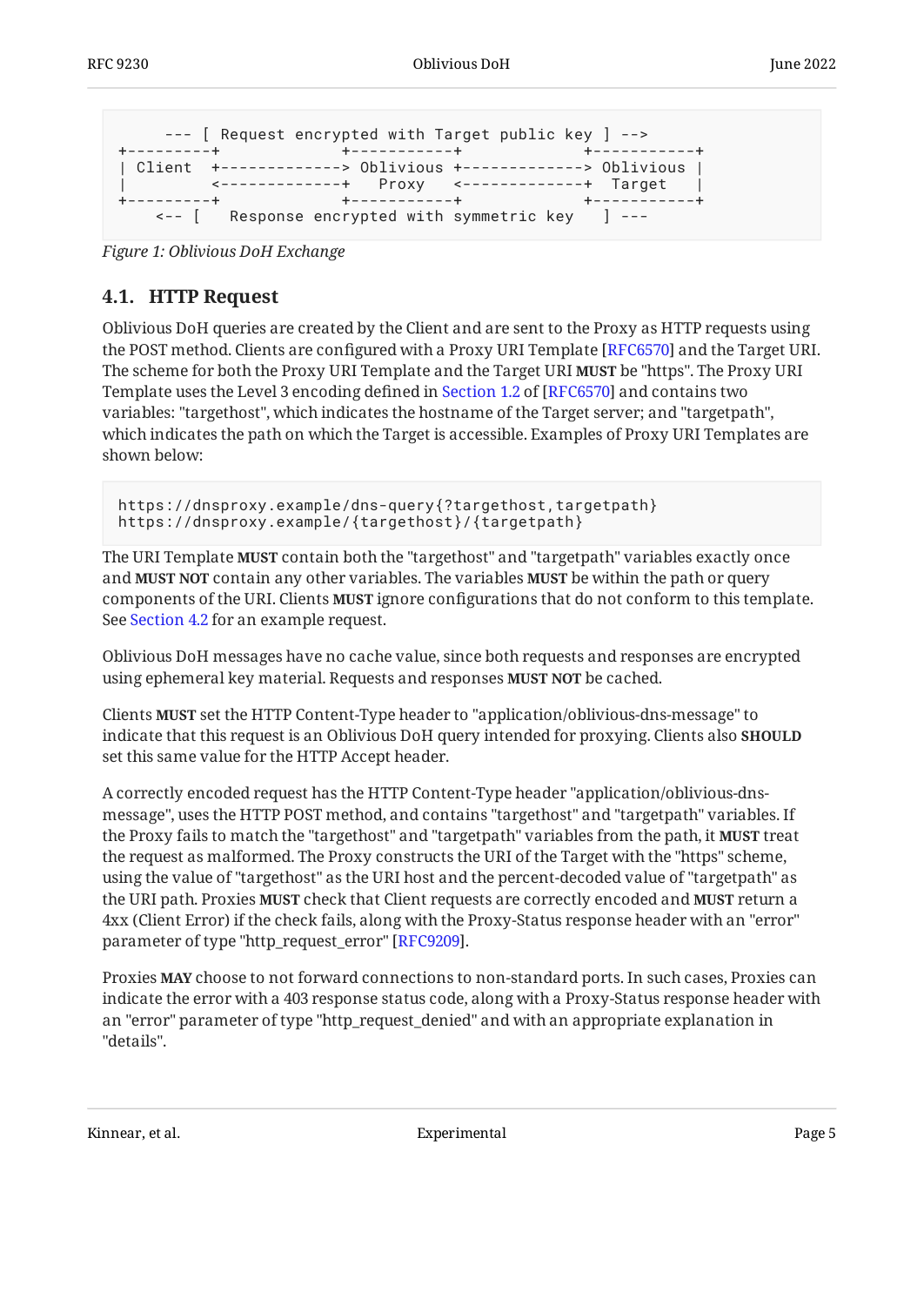```
     --- [ Request encrypted with Target public key ] -->
+---------+             +-----------+             +-----------+
| Client  +-------------> Oblivious +-------------> Oblivious |
|         <-------------+   Proxy   <-------------+  Target   |
+---------+             +-----------+             +-----------+
    <-- [   Response encrypted with symmetric key   ] ---
```

*Figure 1: Oblivious DoH Exchange*

### 4.1. HTTP Request

Oblivious DoH queries are created by the Client and are sent to the Proxy as HTTP requests using the POST method. Clients are configured with a Proxy URI Template [RFC6570] and the Target URI. The scheme for both the Proxy URI Template and the Target URI **MUST** be "https". The Proxy URI Template uses the Level 3 encoding defined in Section 1.2 of [RFC6570] and contains two variables: "targethost", which indicates the hostname of the Target server; and "targetpath", which indicates the path on which the Target is accessible. Examples of Proxy URI Templates are shown below:

```
https://dnsproxy.example/dns-query{?targethost,targetpath}
https://dnsproxy.example/{targethost}/{targetpath}
```

The URI Template **MUST** contain both the "targethost" and "targetpath" variables exactly once and **MUST NOT** contain any other variables. The variables **MUST** be within the path or query components of the URI. Clients **MUST** ignore configurations that do not conform to this template. See Section 4.2 for an example request.

Oblivious DoH messages have no cache value, since both requests and responses are encrypted using ephemeral key material. Requests and responses **MUST NOT** be cached.

Clients **MUST** set the HTTP Content-Type header to "application/oblivious-dns-message" to indicate that this request is an Oblivious DoH query intended for proxying. Clients also **SHOULD** set this same value for the HTTP Accept header.

A correctly encoded request has the HTTP Content-Type header "application/oblivious-dns-message", uses the HTTP POST method, and contains "targethost" and "targetpath" variables. If the Proxy fails to match the "targethost" and "targetpath" variables from the path, it **MUST** treat the request as malformed. The Proxy constructs the URI of the Target with the "https" scheme, using the value of "targethost" as the URI host and the percent-decoded value of "targetpath" as the URI path. Proxies **MUST** check that Client requests are correctly encoded and **MUST** return a 4xx (Client Error) if the check fails, along with the Proxy-Status response header with an "error" parameter of type "http_request_error" [RFC9209].

Proxies **MAY** choose to not forward connections to non-standard ports. In such cases, Proxies can indicate the error with a 403 response status code, along with a Proxy-Status response header with an "error" parameter of type "http_request_denied" and with an appropriate explanation in "details".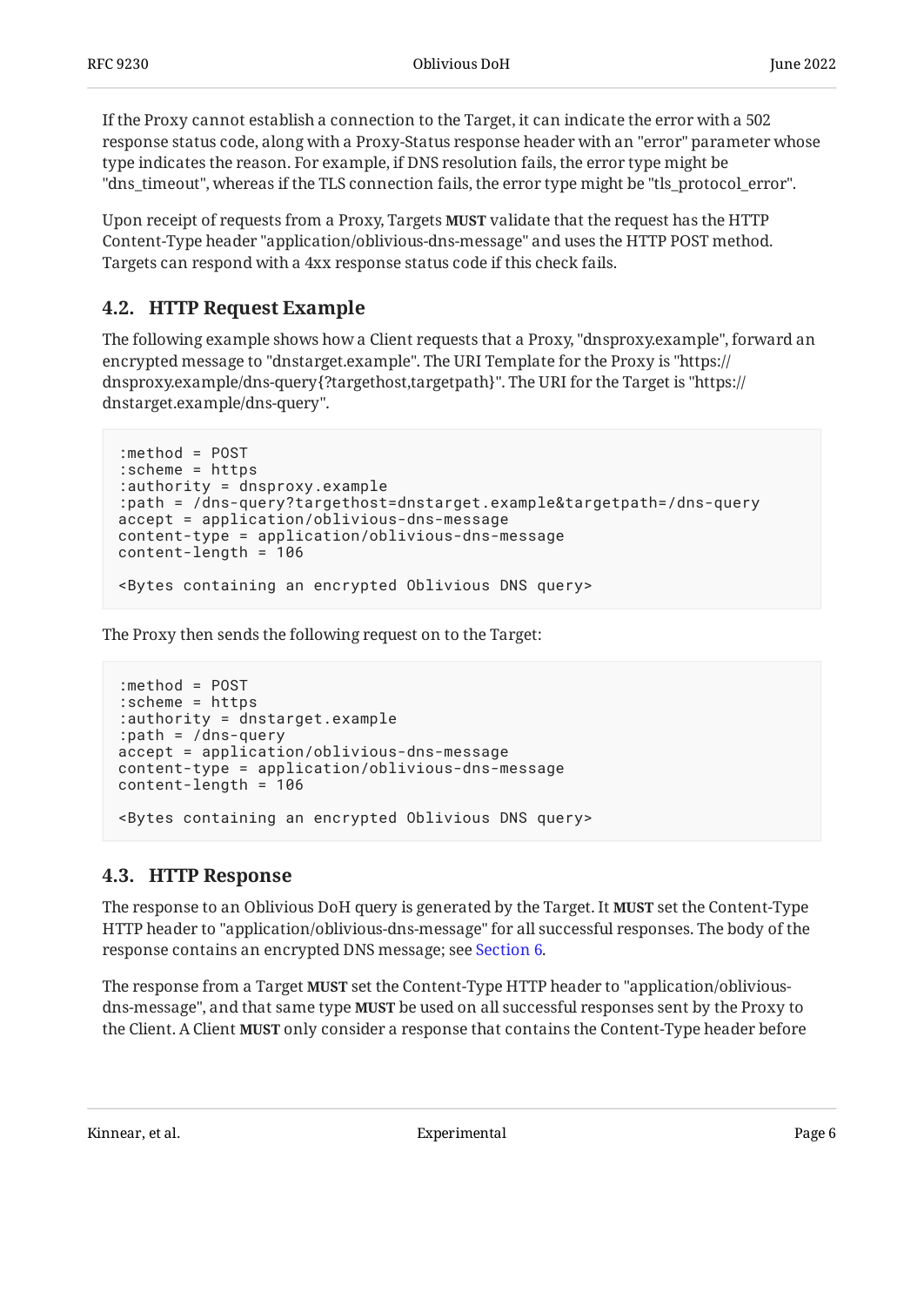If the Proxy cannot establish a connection to the Target, it can indicate the error with a 502 response status code, along with a Proxy-Status response header with an "error" parameter whose type indicates the reason. For example, if DNS resolution fails, the error type might be "dns_timeout", whereas if the TLS connection fails, the error type might be "tls_protocol_error".

Upon receipt of requests from a Proxy, Targets **MUST** validate that the request has the HTTP Content-Type header "application/oblivious-dns-message" and uses the HTTP POST method. Targets can respond with a 4xx response status code if this check fails.

### 4.2. HTTP Request Example

The following example shows how a Client requests that a Proxy, "dnsproxy.example", forward an encrypted message to "dnstarget.example". The URI Template for the Proxy is "https://dnsproxy.example/dns-query{?targethost,targetpath}". The URI for the Target is "https://dnstarget.example/dns-query".

```
:method = POST
:scheme = https
:authority = dnsproxy.example
:path = /dns-query?targethost=dnstarget.example&targetpath=/dns-query
accept = application/oblivious-dns-message
content-type = application/oblivious-dns-message
content-length = 106

<Bytes containing an encrypted Oblivious DNS query>
```

The Proxy then sends the following request on to the Target:

```
:method = POST
:scheme = https
:authority = dnstarget.example
:path = /dns-query
accept = application/oblivious-dns-message
content-type = application/oblivious-dns-message
content-length = 106

<Bytes containing an encrypted Oblivious DNS query>
```

### 4.3. HTTP Response

The response to an Oblivious DoH query is generated by the Target. It **MUST** set the Content-Type HTTP header to "application/oblivious-dns-message" for all successful responses. The body of the response contains an encrypted DNS message; see Section 6.

The response from a Target **MUST** set the Content-Type HTTP header to "application/oblivious-dns-message", and that same type **MUST** be used on all successful responses sent by the Proxy to the Client. A Client **MUST** only consider a response that contains the Content-Type header before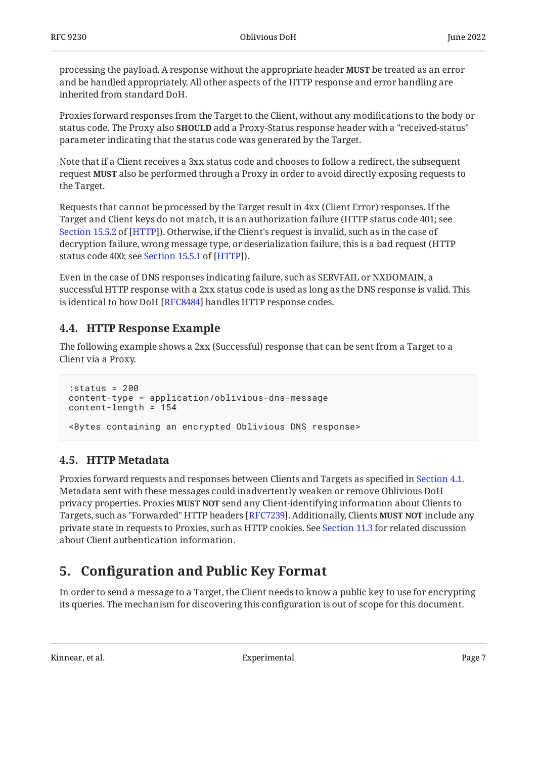processing the payload. A response without the appropriate header **MUST** be treated as an error and be handled appropriately. All other aspects of the HTTP response and error handling are inherited from standard DoH.

Proxies forward responses from the Target to the Client, without any modifications to the body or status code. The Proxy also **SHOULD** add a Proxy-Status response header with a "received-status" parameter indicating that the status code was generated by the Target.

Note that if a Client receives a 3xx status code and chooses to follow a redirect, the subsequent request **MUST** also be performed through a Proxy in order to avoid directly exposing requests to the Target.

Requests that cannot be processed by the Target result in 4xx (Client Error) responses. If the Target and Client keys do not match, it is an authorization failure (HTTP status code 401; see Section 15.5.2 of [HTTP]). Otherwise, if the Client's request is invalid, such as in the case of decryption failure, wrong message type, or deserialization failure, this is a bad request (HTTP status code 400; see Section 15.5.1 of [HTTP]).

Even in the case of DNS responses indicating failure, such as SERVFAIL or NXDOMAIN, a successful HTTP response with a 2xx status code is used as long as the DNS response is valid. This is identical to how DoH [RFC8484] handles HTTP response codes.

### 4.4. HTTP Response Example

The following example shows a 2xx (Successful) response that can be sent from a Target to a Client via a Proxy.

```
:status = 200
content-type = application/oblivious-dns-message
content-length = 154

<Bytes containing an encrypted Oblivious DNS response>
```

### 4.5. HTTP Metadata

Proxies forward requests and responses between Clients and Targets as specified in Section 4.1. Metadata sent with these messages could inadvertently weaken or remove Oblivious DoH privacy properties. Proxies **MUST NOT** send any Client-identifying information about Clients to Targets, such as "Forwarded" HTTP headers [RFC7239]. Additionally, Clients **MUST NOT** include any private state in requests to Proxies, such as HTTP cookies. See Section 11.3 for related discussion about Client authentication information.

## 5. Configuration and Public Key Format

In order to send a message to a Target, the Client needs to know a public key to use for encrypting its queries. The mechanism for discovering this configuration is out of scope for this document.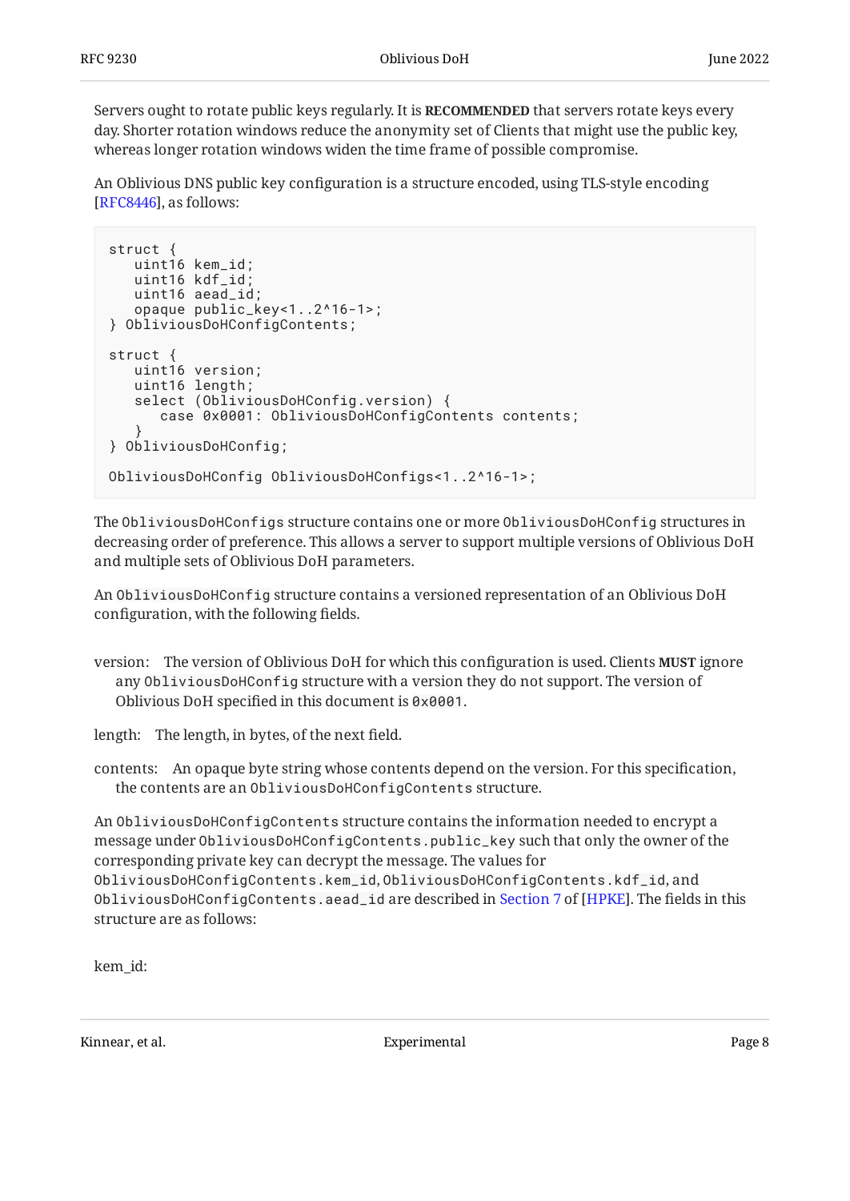Servers ought to rotate public keys regularly. It is **RECOMMENDED** that servers rotate keys every day. Shorter rotation windows reduce the anonymity set of Clients that might use the public key, whereas longer rotation windows widen the time frame of possible compromise.

An Oblivious DNS public key configuration is a structure encoded, using TLS-style encoding [RFC8446], as follows:

```
struct {
   uint16 kem_id;
   uint16 kdf_id;
   uint16 aead_id;
   opaque public_key<1..2^16-1>;
} ObliviousDoHConfigContents;

struct {
   uint16 version;
   uint16 length;
   select (ObliviousDoHConfig.version) {
      case 0x0001: ObliviousDoHConfigContents contents;
   }
} ObliviousDoHConfig;

ObliviousDoHConfig ObliviousDoHConfigs<1..2^16-1>;
```

The `ObliviousDoHConfigs` structure contains one or more `ObliviousDoHConfig` structures in decreasing order of preference. This allows a server to support multiple versions of Oblivious DoH and multiple sets of Oblivious DoH parameters.

An `ObliviousDoHConfig` structure contains a versioned representation of an Oblivious DoH configuration, with the following fields.

version:
: The version of Oblivious DoH for which this configuration is used. Clients **MUST** ignore any `ObliviousDoHConfig` structure with a version they do not support. The version of Oblivious DoH specified in this document is `0x0001`.

length:
: The length, in bytes, of the next field.

contents:
: An opaque byte string whose contents depend on the version. For this specification, the contents are an `ObliviousDoHConfigContents` structure.

An `ObliviousDoHConfigContents` structure contains the information needed to encrypt a message under `ObliviousDoHConfigContents.public_key` such that only the owner of the corresponding private key can decrypt the message. The values for `ObliviousDoHConfigContents.kem_id`, `ObliviousDoHConfigContents.kdf_id`, and `ObliviousDoHConfigContents.aead_id` are described in Section 7 of [HPKE]. The fields in this structure are as follows:

kem_id: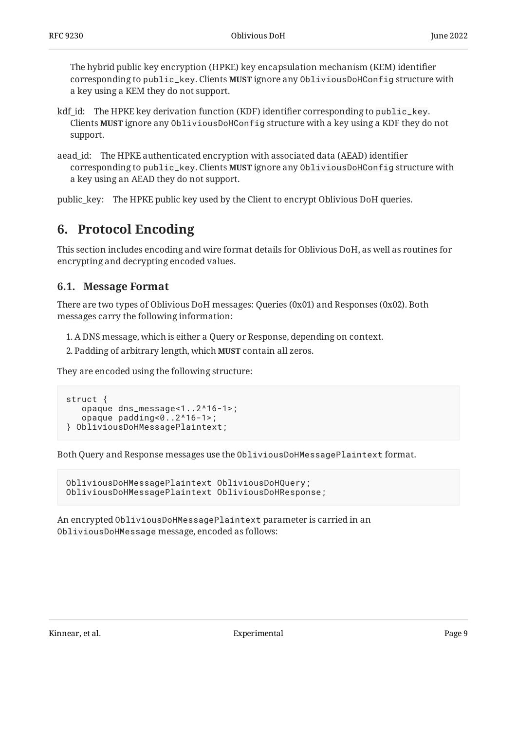The hybrid public key encryption (HPKE) key encapsulation mechanism (KEM) identifier corresponding to `public_key`. Clients **MUST** ignore any `ObliviousDoHConfig` structure with a key using a KEM they do not support.

kdf_id: The HPKE key derivation function (KDF) identifier corresponding to `public_key`. Clients **MUST** ignore any `ObliviousDoHConfig` structure with a key using a KDF they do not support.

aead_id: The HPKE authenticated encryption with associated data (AEAD) identifier corresponding to `public_key`. Clients **MUST** ignore any `ObliviousDoHConfig` structure with a key using an AEAD they do not support.

public_key: The HPKE public key used by the Client to encrypt Oblivious DoH queries.

## 6. Protocol Encoding

This section includes encoding and wire format details for Oblivious DoH, as well as routines for encrypting and decrypting encoded values.

### 6.1. Message Format

There are two types of Oblivious DoH messages: Queries (0x01) and Responses (0x02). Both messages carry the following information:

1. A DNS message, which is either a Query or Response, depending on context.
2. Padding of arbitrary length, which **MUST** contain all zeros.

They are encoded using the following structure:

```
struct {
   opaque dns_message<1..2^16-1>;
   opaque padding<0..2^16-1>;
} ObliviousDoHMessagePlaintext;
```

Both Query and Response messages use the `ObliviousDoHMessagePlaintext` format.

```
ObliviousDoHMessagePlaintext ObliviousDoHQuery;
ObliviousDoHMessagePlaintext ObliviousDoHResponse;
```

An encrypted `ObliviousDoHMessagePlaintext` parameter is carried in an `ObliviousDoHMessage` message, encoded as follows: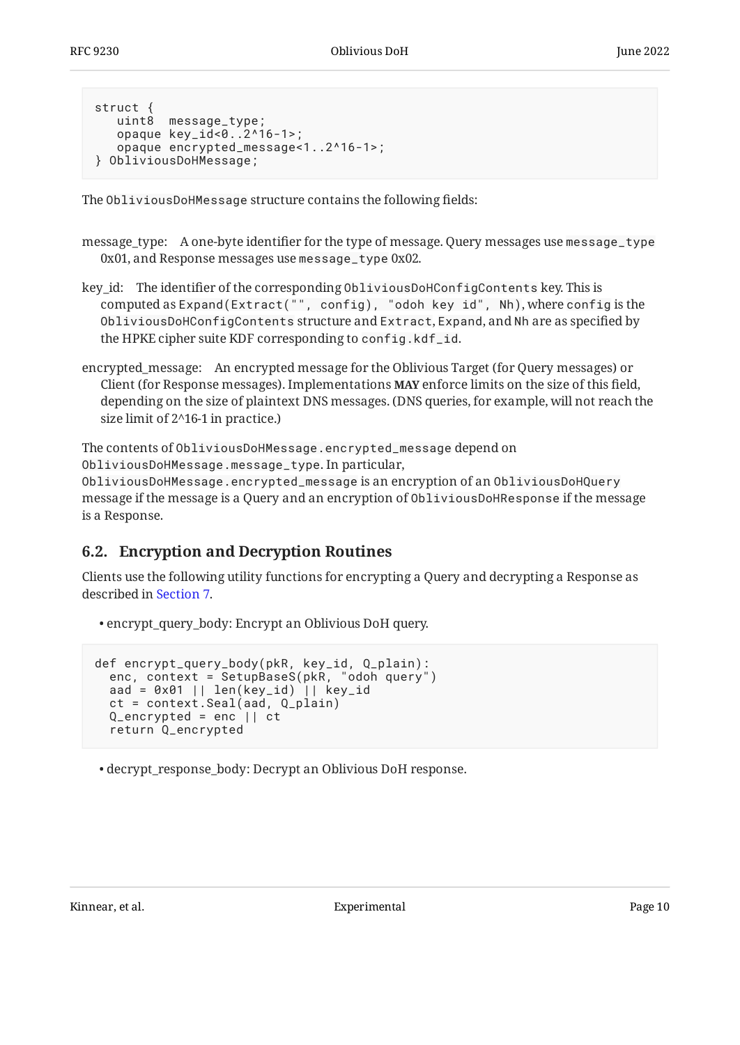```
struct {
   uint8  message_type;
   opaque key_id<0..2^16-1>;
   opaque encrypted_message<1..2^16-1>;
} ObliviousDoHMessage;
```

The `ObliviousDoHMessage` structure contains the following fields:

message_type: A one-byte identifier for the type of message. Query messages use `message_type` 0x01, and Response messages use `message_type` 0x02.

key_id: The identifier of the corresponding `ObliviousDoHConfigContents` key. This is computed as `Expand(Extract("", config), "odoh key id", Nh)`, where `config` is the `ObliviousDoHConfigContents` structure and `Extract`, `Expand`, and `Nh` are as specified by the HPKE cipher suite KDF corresponding to `config.kdf_id`.

encrypted_message: An encrypted message for the Oblivious Target (for Query messages) or Client (for Response messages). Implementations **MAY** enforce limits on the size of this field, depending on the size of plaintext DNS messages. (DNS queries, for example, will not reach the size limit of 2^16-1 in practice.)

The contents of `ObliviousDoHMessage.encrypted_message` depend on `ObliviousDoHMessage.message_type`. In particular, `ObliviousDoHMessage.encrypted_message` is an encryption of an `ObliviousDoHQuery` message if the message is a Query and an encryption of `ObliviousDoHResponse` if the message is a Response.

## 6.2. Encryption and Decryption Routines

Clients use the following utility functions for encrypting a Query and decrypting a Response as described in Section 7.

- encrypt_query_body: Encrypt an Oblivious DoH query.

```
def encrypt_query_body(pkR, key_id, Q_plain):
  enc, context = SetupBaseS(pkR, "odoh query")
  aad = 0x01 || len(key_id) || key_id
  ct = context.Seal(aad, Q_plain)
  Q_encrypted = enc || ct
  return Q_encrypted
```

- decrypt_response_body: Decrypt an Oblivious DoH response.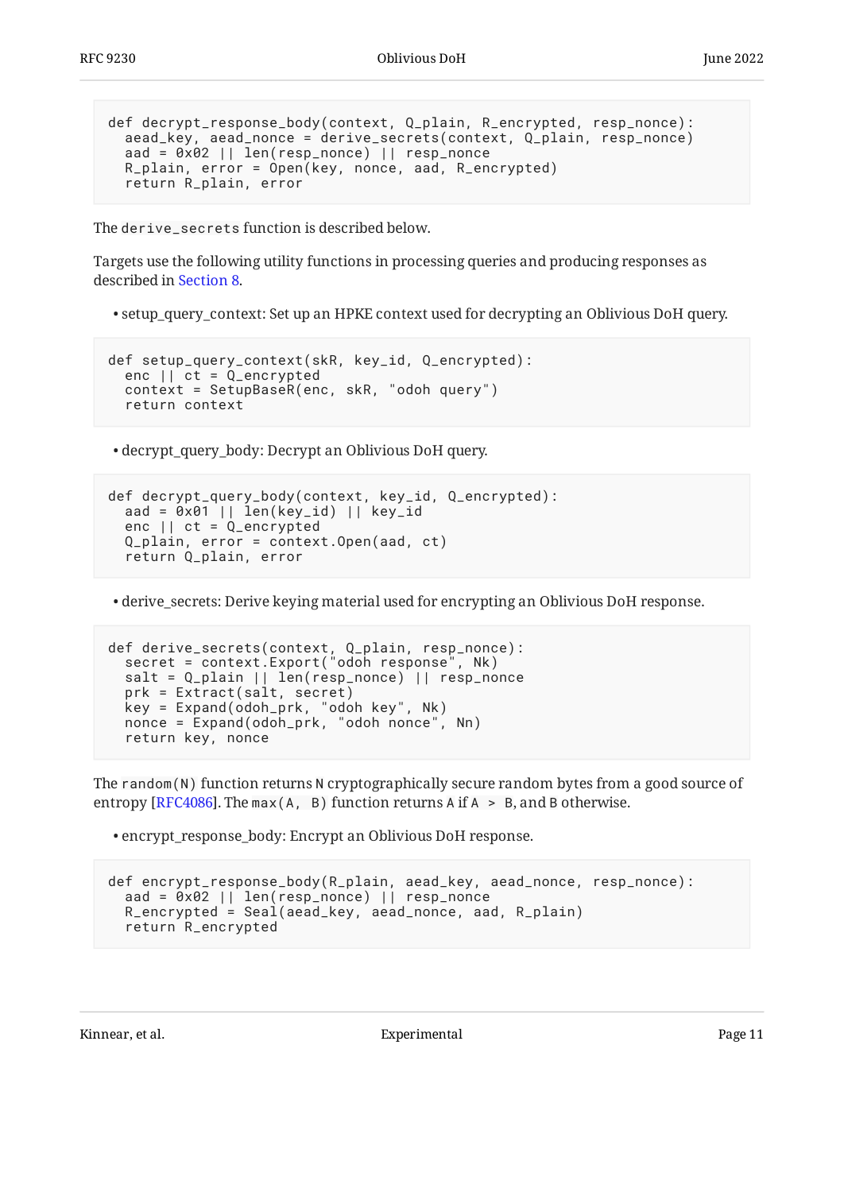```
def decrypt_response_body(context, Q_plain, R_encrypted, resp_nonce):
  aead_key, aead_nonce = derive_secrets(context, Q_plain, resp_nonce)
  aad = 0x02 || len(resp_nonce) || resp_nonce
  R_plain, error = Open(key, nonce, aad, R_encrypted)
  return R_plain, error
```

The `derive_secrets` function is described below.

Targets use the following utility functions in processing queries and producing responses as described in Section 8.

- setup_query_context: Set up an HPKE context used for decrypting an Oblivious DoH query.

```
def setup_query_context(skR, key_id, Q_encrypted):
  enc || ct = Q_encrypted
  context = SetupBaseR(enc, skR, "odoh query")
  return context
```

- decrypt_query_body: Decrypt an Oblivious DoH query.

```
def decrypt_query_body(context, key_id, Q_encrypted):
  aad = 0x01 || len(key_id) || key_id
  enc || ct = Q_encrypted
  Q_plain, error = context.Open(aad, ct)
  return Q_plain, error
```

- derive_secrets: Derive keying material used for encrypting an Oblivious DoH response.

```
def derive_secrets(context, Q_plain, resp_nonce):
  secret = context.Export("odoh response", Nk)
  salt = Q_plain || len(resp_nonce) || resp_nonce
  prk = Extract(salt, secret)
  key = Expand(odoh_prk, "odoh key", Nk)
  nonce = Expand(odoh_prk, "odoh nonce", Nn)
  return key, nonce
```

The `random(N)` function returns `N` cryptographically secure random bytes from a good source of entropy [RFC4086]. The `max(A, B)` function returns `A` if `A > B`, and `B` otherwise.

- encrypt_response_body: Encrypt an Oblivious DoH response.

```
def encrypt_response_body(R_plain, aead_key, aead_nonce, resp_nonce):
  aad = 0x02 || len(resp_nonce) || resp_nonce
  R_encrypted = Seal(aead_key, aead_nonce, aad, R_plain)
  return R_encrypted
```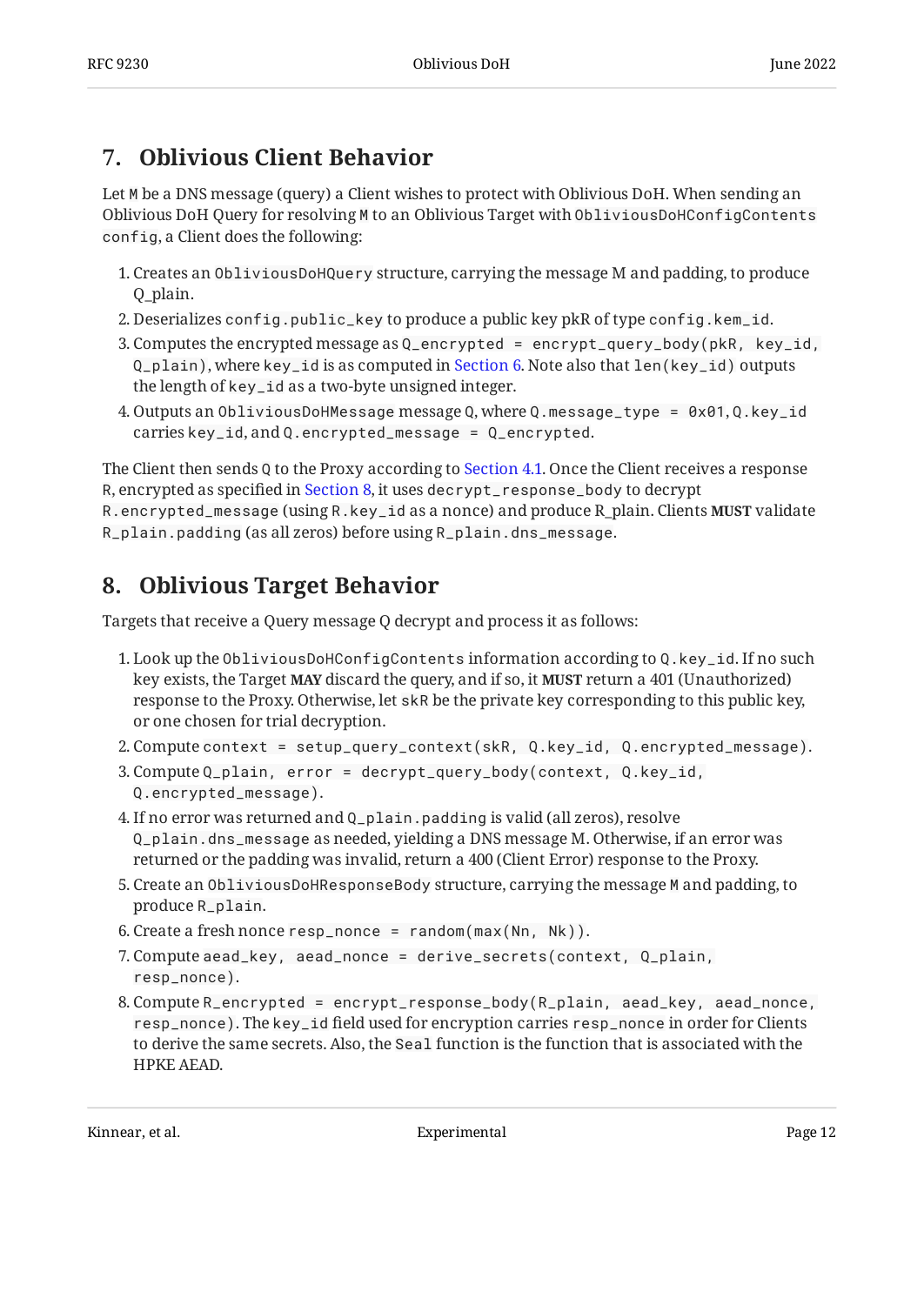## 7. Oblivious Client Behavior

Let `M` be a DNS message (query) a Client wishes to protect with Oblivious DoH. When sending an Oblivious DoH Query for resolving `M` to an Oblivious Target with `ObliviousDoHConfigContents config`, a Client does the following:

1. Creates an `ObliviousDoHQuery` structure, carrying the message M and padding, to produce Q_plain.
2. Deserializes `config.public_key` to produce a public key pkR of type `config.kem_id`.
3. Computes the encrypted message as `Q_encrypted = encrypt_query_body(pkR, key_id, Q_plain)`, where `key_id` is as computed in Section 6. Note also that `len(key_id)` outputs the length of `key_id` as a two-byte unsigned integer.
4. Outputs an `ObliviousDoHMessage` message `Q`, where `Q.message_type = 0x01`, `Q.key_id` carries `key_id`, and `Q.encrypted_message = Q_encrypted`.

The Client then sends `Q` to the Proxy according to Section 4.1. Once the Client receives a response `R`, encrypted as specified in Section 8, it uses `decrypt_response_body` to decrypt `R.encrypted_message` (using `R.key_id` as a nonce) and produce R_plain. Clients **MUST** validate `R_plain.padding` (as all zeros) before using `R_plain.dns_message`.

## 8. Oblivious Target Behavior

Targets that receive a Query message Q decrypt and process it as follows:

1. Look up the `ObliviousDoHConfigContents` information according to `Q.key_id`. If no such key exists, the Target **MAY** discard the query, and if so, it **MUST** return a 401 (Unauthorized) response to the Proxy. Otherwise, let `skR` be the private key corresponding to this public key, or one chosen for trial decryption.
2. Compute `context = setup_query_context(skR, Q.key_id, Q.encrypted_message)`.
3. Compute `Q_plain, error = decrypt_query_body(context, Q.key_id, Q.encrypted_message)`.
4. If no error was returned and `Q_plain.padding` is valid (all zeros), resolve `Q_plain.dns_message` as needed, yielding a DNS message M. Otherwise, if an error was returned or the padding was invalid, return a 400 (Client Error) response to the Proxy.
5. Create an `ObliviousDoHResponseBody` structure, carrying the message `M` and padding, to produce `R_plain`.
6. Create a fresh nonce `resp_nonce = random(max(Nn, Nk))`.
7. Compute `aead_key, aead_nonce = derive_secrets(context, Q_plain, resp_nonce)`.
8. Compute `R_encrypted = encrypt_response_body(R_plain, aead_key, aead_nonce, resp_nonce)`. The `key_id` field used for encryption carries `resp_nonce` in order for Clients to derive the same secrets. Also, the `Seal` function is the function that is associated with the HPKE AEAD.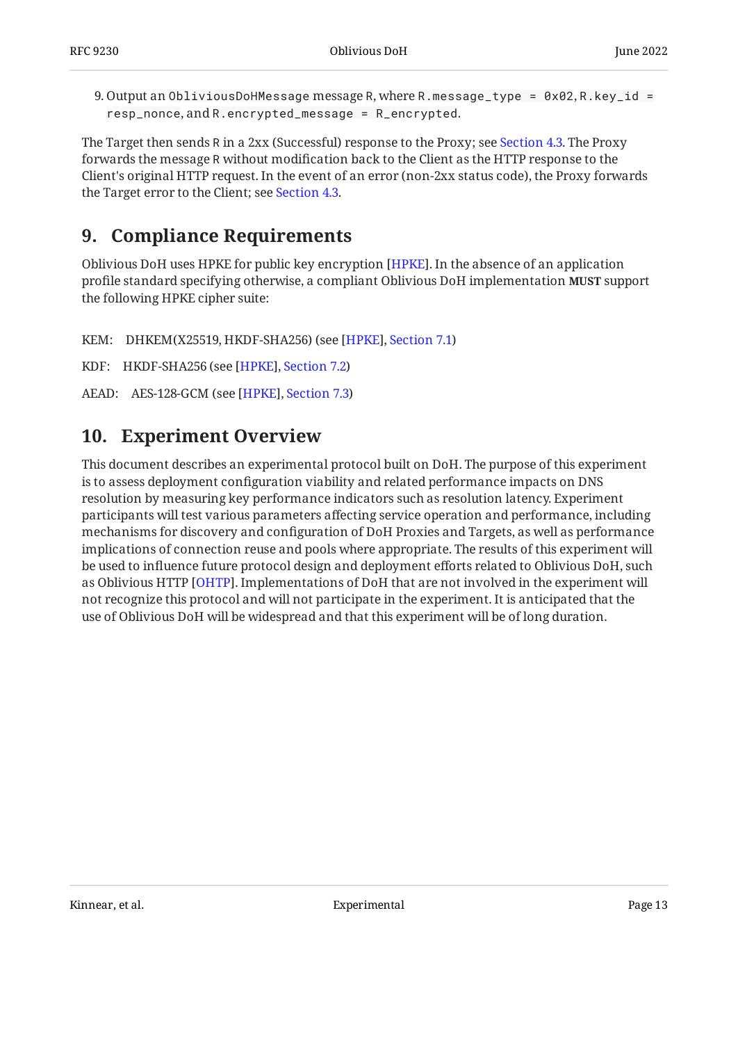9. Output an `ObliviousDoHMessage` message `R`, where `R.message_type = 0x02`, `R.key_id = resp_nonce`, and `R.encrypted_message = R_encrypted`.

The Target then sends `R` in a 2xx (Successful) response to the Proxy; see Section 4.3. The Proxy forwards the message `R` without modification back to the Client as the HTTP response to the Client's original HTTP request. In the event of an error (non-2xx status code), the Proxy forwards the Target error to the Client; see Section 4.3.

## 9. Compliance Requirements

Oblivious DoH uses HPKE for public key encryption [HPKE]. In the absence of an application profile standard specifying otherwise, a compliant Oblivious DoH implementation **MUST** support the following HPKE cipher suite:

KEM: DHKEM(X25519, HKDF-SHA256) (see [HPKE], Section 7.1)

KDF: HKDF-SHA256 (see [HPKE], Section 7.2)

AEAD: AES-128-GCM (see [HPKE], Section 7.3)

## 10. Experiment Overview

This document describes an experimental protocol built on DoH. The purpose of this experiment is to assess deployment configuration viability and related performance impacts on DNS resolution by measuring key performance indicators such as resolution latency. Experiment participants will test various parameters affecting service operation and performance, including mechanisms for discovery and configuration of DoH Proxies and Targets, as well as performance implications of connection reuse and pools where appropriate. The results of this experiment will be used to influence future protocol design and deployment efforts related to Oblivious DoH, such as Oblivious HTTP [OHTP]. Implementations of DoH that are not involved in the experiment will not recognize this protocol and will not participate in the experiment. It is anticipated that the use of Oblivious DoH will be widespread and that this experiment will be of long duration.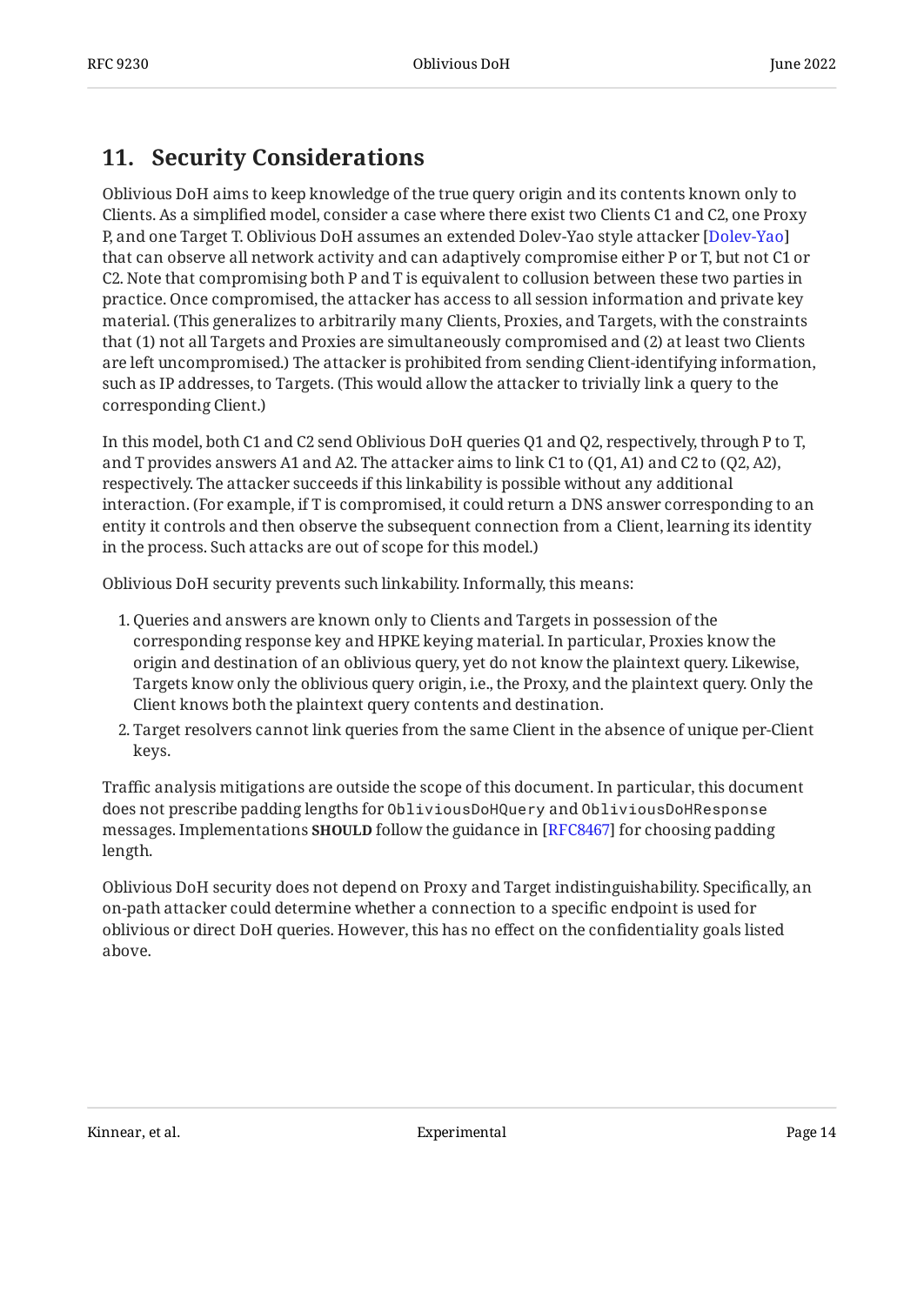## 11. Security Considerations

Oblivious DoH aims to keep knowledge of the true query origin and its contents known only to Clients. As a simplified model, consider a case where there exist two Clients C1 and C2, one Proxy P, and one Target T. Oblivious DoH assumes an extended Dolev-Yao style attacker [Dolev-Yao] that can observe all network activity and can adaptively compromise either P or T, but not C1 or C2. Note that compromising both P and T is equivalent to collusion between these two parties in practice. Once compromised, the attacker has access to all session information and private key material. (This generalizes to arbitrarily many Clients, Proxies, and Targets, with the constraints that (1) not all Targets and Proxies are simultaneously compromised and (2) at least two Clients are left uncompromised.) The attacker is prohibited from sending Client-identifying information, such as IP addresses, to Targets. (This would allow the attacker to trivially link a query to the corresponding Client.)

In this model, both C1 and C2 send Oblivious DoH queries Q1 and Q2, respectively, through P to T, and T provides answers A1 and A2. The attacker aims to link C1 to (Q1, A1) and C2 to (Q2, A2), respectively. The attacker succeeds if this linkability is possible without any additional interaction. (For example, if T is compromised, it could return a DNS answer corresponding to an entity it controls and then observe the subsequent connection from a Client, learning its identity in the process. Such attacks are out of scope for this model.)

Oblivious DoH security prevents such linkability. Informally, this means:

1. Queries and answers are known only to Clients and Targets in possession of the corresponding response key and HPKE keying material. In particular, Proxies know the origin and destination of an oblivious query, yet do not know the plaintext query. Likewise, Targets know only the oblivious query origin, i.e., the Proxy, and the plaintext query. Only the Client knows both the plaintext query contents and destination.
2. Target resolvers cannot link queries from the same Client in the absence of unique per-Client keys.

Traffic analysis mitigations are outside the scope of this document. In particular, this document does not prescribe padding lengths for `ObliviousDoHQuery` and `ObliviousDoHResponse` messages. Implementations **SHOULD** follow the guidance in [RFC8467] for choosing padding length.

Oblivious DoH security does not depend on Proxy and Target indistinguishability. Specifically, an on-path attacker could determine whether a connection to a specific endpoint is used for oblivious or direct DoH queries. However, this has no effect on the confidentiality goals listed above.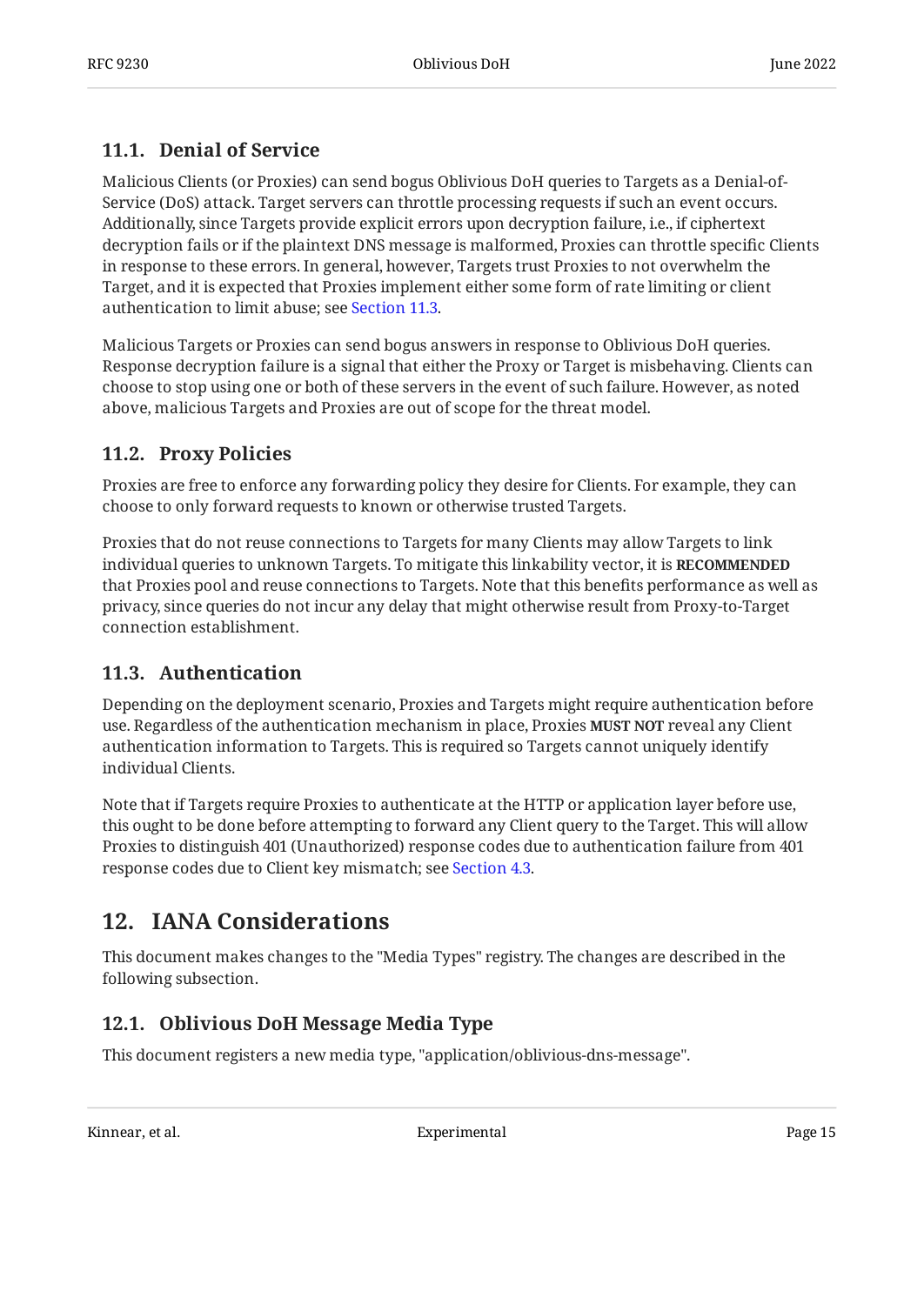### 11.1. Denial of Service

Malicious Clients (or Proxies) can send bogus Oblivious DoH queries to Targets as a Denial-of-Service (DoS) attack. Target servers can throttle processing requests if such an event occurs. Additionally, since Targets provide explicit errors upon decryption failure, i.e., if ciphertext decryption fails or if the plaintext DNS message is malformed, Proxies can throttle specific Clients in response to these errors. In general, however, Targets trust Proxies to not overwhelm the Target, and it is expected that Proxies implement either some form of rate limiting or client authentication to limit abuse; see Section 11.3.

Malicious Targets or Proxies can send bogus answers in response to Oblivious DoH queries. Response decryption failure is a signal that either the Proxy or Target is misbehaving. Clients can choose to stop using one or both of these servers in the event of such failure. However, as noted above, malicious Targets and Proxies are out of scope for the threat model.

### 11.2. Proxy Policies

Proxies are free to enforce any forwarding policy they desire for Clients. For example, they can choose to only forward requests to known or otherwise trusted Targets.

Proxies that do not reuse connections to Targets for many Clients may allow Targets to link individual queries to unknown Targets. To mitigate this linkability vector, it is **RECOMMENDED** that Proxies pool and reuse connections to Targets. Note that this benefits performance as well as privacy, since queries do not incur any delay that might otherwise result from Proxy-to-Target connection establishment.

### 11.3. Authentication

Depending on the deployment scenario, Proxies and Targets might require authentication before use. Regardless of the authentication mechanism in place, Proxies **MUST NOT** reveal any Client authentication information to Targets. This is required so Targets cannot uniquely identify individual Clients.

Note that if Targets require Proxies to authenticate at the HTTP or application layer before use, this ought to be done before attempting to forward any Client query to the Target. This will allow Proxies to distinguish 401 (Unauthorized) response codes due to authentication failure from 401 response codes due to Client key mismatch; see Section 4.3.

## 12. IANA Considerations

This document makes changes to the "Media Types" registry. The changes are described in the following subsection.

### 12.1. Oblivious DoH Message Media Type

This document registers a new media type, "application/oblivious-dns-message".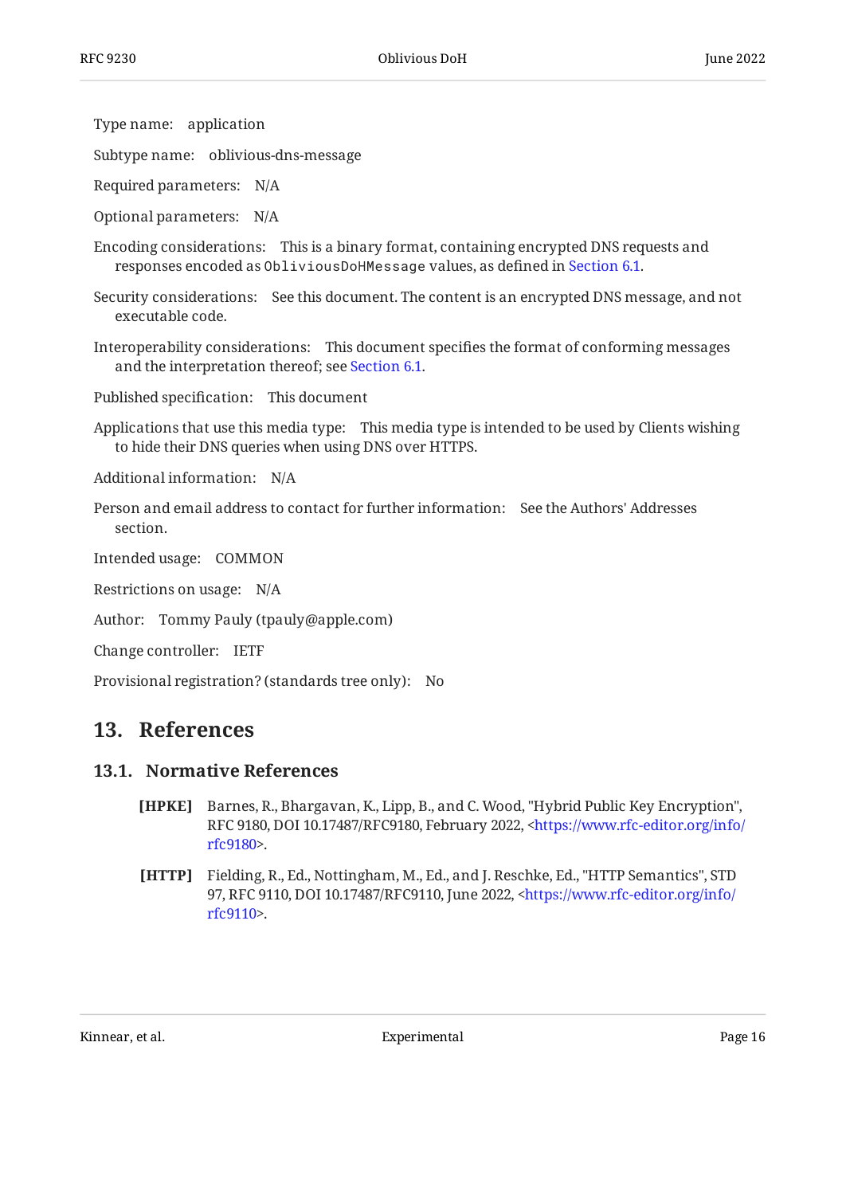Type name: application

Subtype name: oblivious-dns-message

Required parameters: N/A

Optional parameters: N/A

Encoding considerations: This is a binary format, containing encrypted DNS requests and responses encoded as `ObliviousDoHMessage` values, as defined in Section 6.1.

Security considerations: See this document. The content is an encrypted DNS message, and not executable code.

Interoperability considerations: This document specifies the format of conforming messages and the interpretation thereof; see Section 6.1.

Published specification: This document

Applications that use this media type: This media type is intended to be used by Clients wishing to hide their DNS queries when using DNS over HTTPS.

Additional information: N/A

Person and email address to contact for further information: See the Authors' Addresses section.

Intended usage: COMMON

Restrictions on usage: N/A

Author: Tommy Pauly (tpauly@apple.com)

Change controller: IETF

Provisional registration? (standards tree only): No

## 13. References

### 13.1. Normative References

**[HPKE]** Barnes, R., Bhargavan, K., Lipp, B., and C. Wood, "Hybrid Public Key Encryption", RFC 9180, DOI 10.17487/RFC9180, February 2022, <https://www.rfc-editor.org/info/rfc9180>.

**[HTTP]** Fielding, R., Ed., Nottingham, M., Ed., and J. Reschke, Ed., "HTTP Semantics", STD 97, RFC 9110, DOI 10.17487/RFC9110, June 2022, <https://www.rfc-editor.org/info/rfc9110>.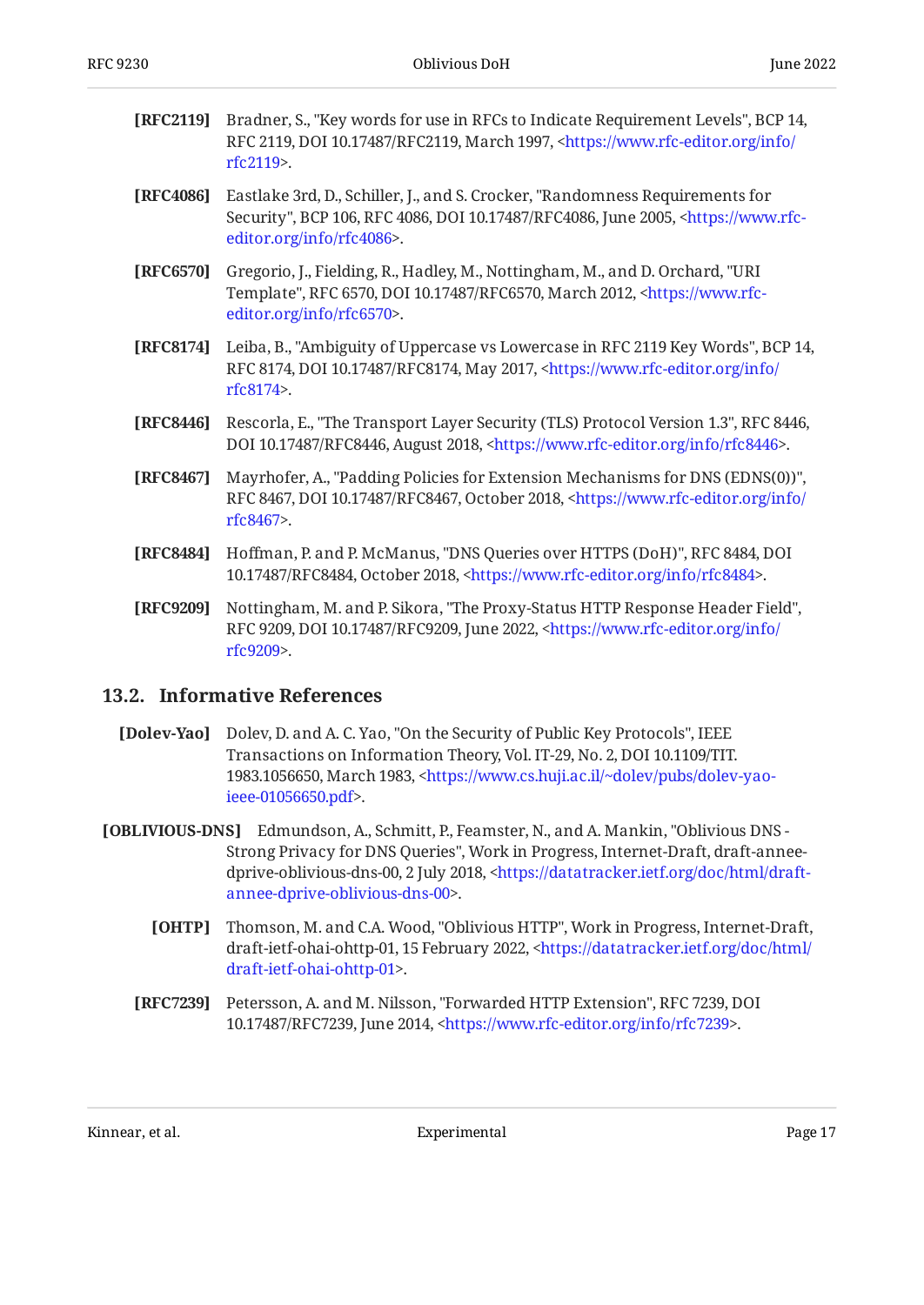**[RFC2119]** Bradner, S., "Key words for use in RFCs to Indicate Requirement Levels", BCP 14, RFC 2119, DOI 10.17487/RFC2119, March 1997, <https://www.rfc-editor.org/info/rfc2119>.

**[RFC4086]** Eastlake 3rd, D., Schiller, J., and S. Crocker, "Randomness Requirements for Security", BCP 106, RFC 4086, DOI 10.17487/RFC4086, June 2005, <https://www.rfc-editor.org/info/rfc4086>.

**[RFC6570]** Gregorio, J., Fielding, R., Hadley, M., Nottingham, M., and D. Orchard, "URI Template", RFC 6570, DOI 10.17487/RFC6570, March 2012, <https://www.rfc-editor.org/info/rfc6570>.

**[RFC8174]** Leiba, B., "Ambiguity of Uppercase vs Lowercase in RFC 2119 Key Words", BCP 14, RFC 8174, DOI 10.17487/RFC8174, May 2017, <https://www.rfc-editor.org/info/rfc8174>.

**[RFC8446]** Rescorla, E., "The Transport Layer Security (TLS) Protocol Version 1.3", RFC 8446, DOI 10.17487/RFC8446, August 2018, <https://www.rfc-editor.org/info/rfc8446>.

**[RFC8467]** Mayrhofer, A., "Padding Policies for Extension Mechanisms for DNS (EDNS(0))", RFC 8467, DOI 10.17487/RFC8467, October 2018, <https://www.rfc-editor.org/info/rfc8467>.

**[RFC8484]** Hoffman, P. and P. McManus, "DNS Queries over HTTPS (DoH)", RFC 8484, DOI 10.17487/RFC8484, October 2018, <https://www.rfc-editor.org/info/rfc8484>.

**[RFC9209]** Nottingham, M. and P. Sikora, "The Proxy-Status HTTP Response Header Field", RFC 9209, DOI 10.17487/RFC9209, June 2022, <https://www.rfc-editor.org/info/rfc9209>.

## 13.2. Informative References

**[Dolev-Yao]** Dolev, D. and A. C. Yao, "On the Security of Public Key Protocols", IEEE Transactions on Information Theory, Vol. IT-29, No. 2, DOI 10.1109/TIT.1983.1056650, March 1983, <https://www.cs.huji.ac.il/~dolev/pubs/dolev-yao-ieee-01056650.pdf>.

**[OBLIVIOUS-DNS]** Edmundson, A., Schmitt, P., Feamster, N., and A. Mankin, "Oblivious DNS - Strong Privacy for DNS Queries", Work in Progress, Internet-Draft, draft-annee-dprive-oblivious-dns-00, 2 July 2018, <https://datatracker.ietf.org/doc/html/draft-annee-dprive-oblivious-dns-00>.

**[OHTP]** Thomson, M. and C.A. Wood, "Oblivious HTTP", Work in Progress, Internet-Draft, draft-ietf-ohai-ohttp-01, 15 February 2022, <https://datatracker.ietf.org/doc/html/draft-ietf-ohai-ohttp-01>.

**[RFC7239]** Petersson, A. and M. Nilsson, "Forwarded HTTP Extension", RFC 7239, DOI 10.17487/RFC7239, June 2014, <https://www.rfc-editor.org/info/rfc7239>.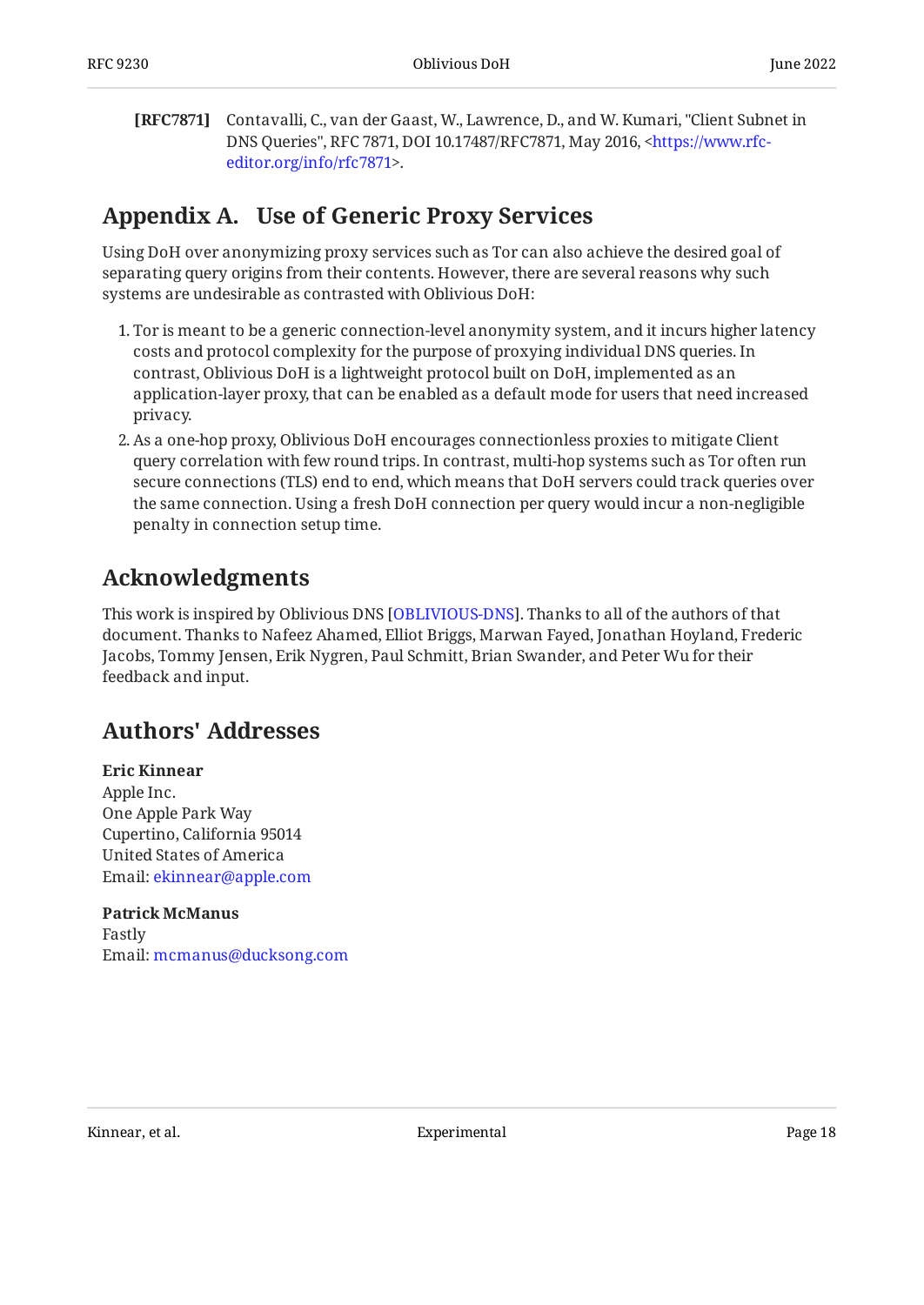**[RFC7871]** Contavalli, C., van der Gaast, W., Lawrence, D., and W. Kumari, "Client Subnet in DNS Queries", RFC 7871, DOI 10.17487/RFC7871, May 2016, <https://www.rfc-editor.org/info/rfc7871>.

## Appendix A. Use of Generic Proxy Services

Using DoH over anonymizing proxy services such as Tor can also achieve the desired goal of separating query origins from their contents. However, there are several reasons why such systems are undesirable as contrasted with Oblivious DoH:

1. Tor is meant to be a generic connection-level anonymity system, and it incurs higher latency costs and protocol complexity for the purpose of proxying individual DNS queries. In contrast, Oblivious DoH is a lightweight protocol built on DoH, implemented as an application-layer proxy, that can be enabled as a default mode for users that need increased privacy.
2. As a one-hop proxy, Oblivious DoH encourages connectionless proxies to mitigate Client query correlation with few round trips. In contrast, multi-hop systems such as Tor often run secure connections (TLS) end to end, which means that DoH servers could track queries over the same connection. Using a fresh DoH connection per query would incur a non-negligible penalty in connection setup time.

## Acknowledgments

This work is inspired by Oblivious DNS [OBLIVIOUS-DNS]. Thanks to all of the authors of that document. Thanks to Nafeez Ahamed, Elliot Briggs, Marwan Fayed, Jonathan Hoyland, Frederic Jacobs, Tommy Jensen, Erik Nygren, Paul Schmitt, Brian Swander, and Peter Wu for their feedback and input.

## Authors' Addresses

**Eric Kinnear**
Apple Inc.
One Apple Park Way
Cupertino, California 95014
United States of America
Email: ekinnear@apple.com

**Patrick McManus**
Fastly
Email: mcmanus@ducksong.com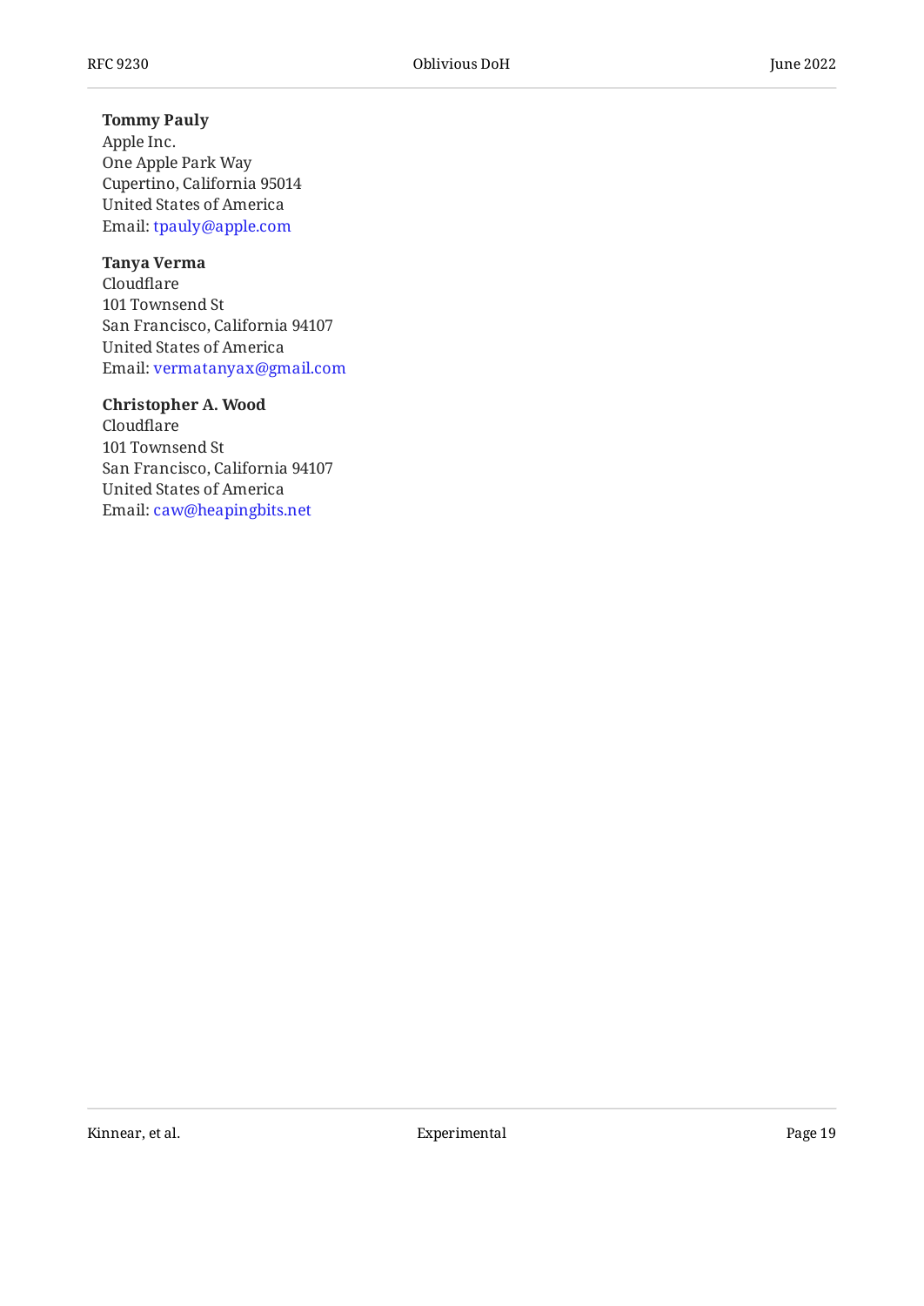**Tommy Pauly**
Apple Inc.
One Apple Park Way
Cupertino, California 95014
United States of America
Email: tpauly@apple.com

**Tanya Verma**
Cloudflare
101 Townsend St
San Francisco, California 94107
United States of America
Email: vermatanyax@gmail.com

**Christopher A. Wood**
Cloudflare
101 Townsend St
San Francisco, California 94107
United States of America
Email: caw@heapingbits.net